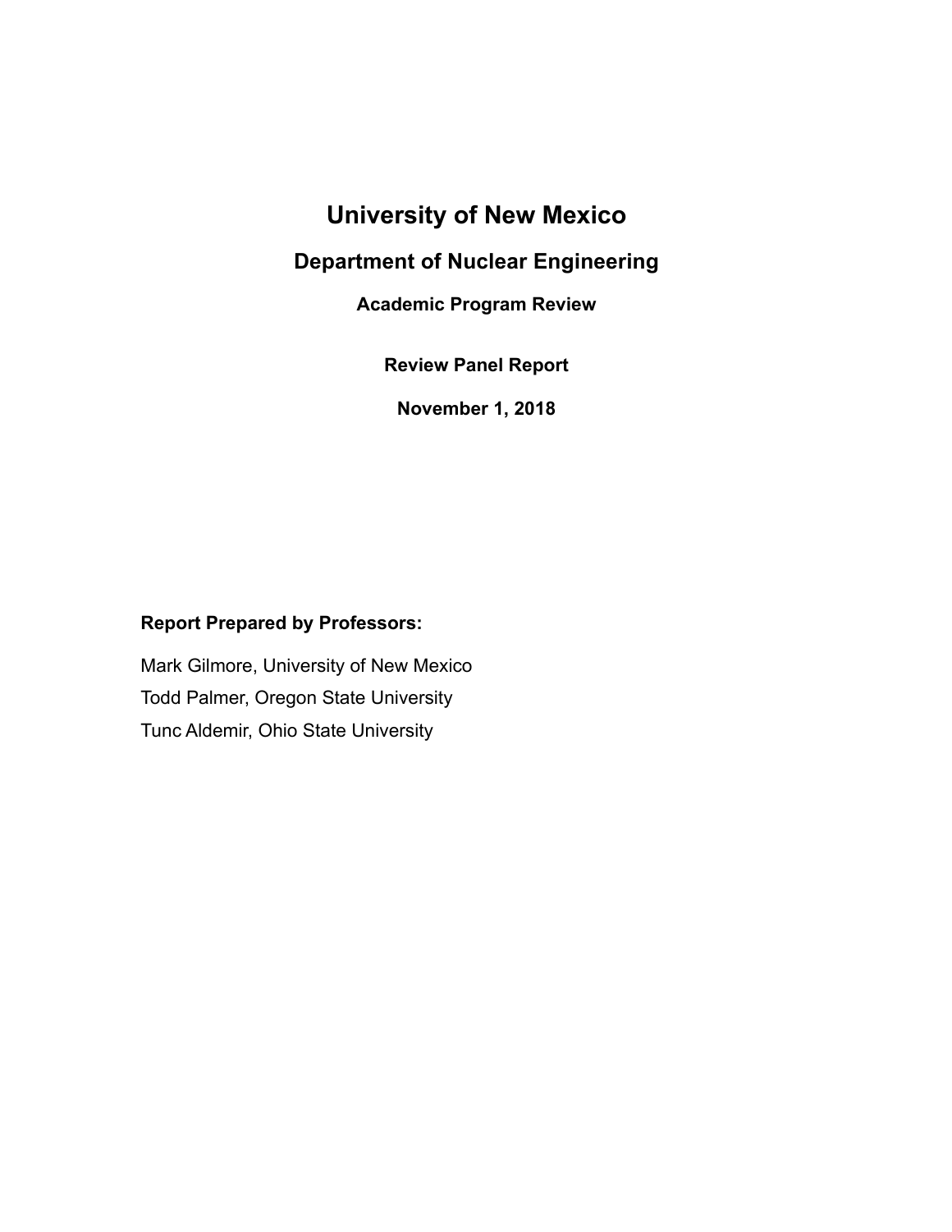# University of New Mexico

## Department of Nuclear Engineering

### Academic Program Review

### Review Panel Report

### November 1, 2018

**Report Prepared by Professors:**

Mark Gilmore, University of New Mexico

Todd Palmer, Oregon State University

Tunc Aldemir, Ohio State University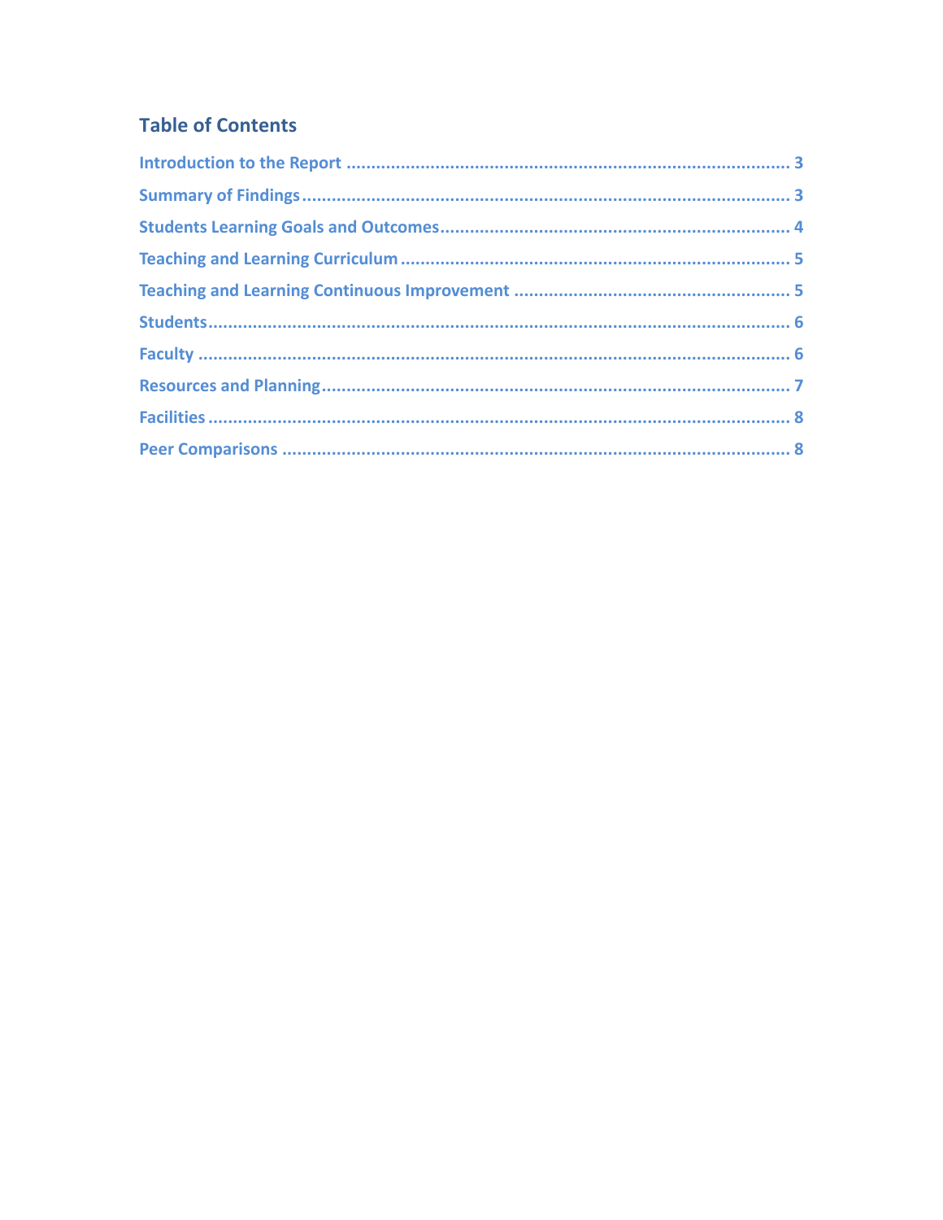## Table of Contents

Introduction to the Report ........................................................................................ 3

Summary of Findings.................................................................................................. 3

Students Learning Goals and Outcomes..................................................................... 4

Teaching and Learning Curriculum ............................................................................. 5

Teaching and Learning Continuous Improvement ....................................................... 5

Students....................................................................................................................... 6

Faculty ........................................................................................................................ 6

Resources and Planning.............................................................................................. 7

Facilities ...................................................................................................................... 8

Peer Comparisons ....................................................................................................... 8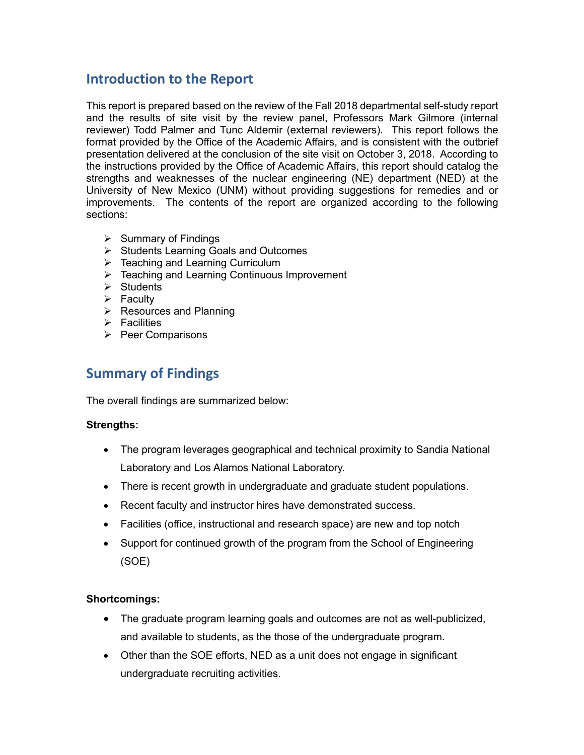## Introduction to the Report

This report is prepared based on the review of the Fall 2018 departmental self-study report and the results of site visit by the review panel, Professors Mark Gilmore (internal reviewer) Todd Palmer and Tunc Aldemir (external reviewers). This report follows the format provided by the Office of the Academic Affairs, and is consistent with the outbrief presentation delivered at the conclusion of the site visit on October 3, 2018. According to the instructions provided by the Office of Academic Affairs, this report should catalog the strengths and weaknesses of the nuclear engineering (NE) department (NED) at the University of New Mexico (UNM) without providing suggestions for remedies and or improvements. The contents of the report are organized according to the following sections:

- Summary of Findings
- Students Learning Goals and Outcomes
- Teaching and Learning Curriculum
- Teaching and Learning Continuous Improvement
- Students
- Faculty
- Resources and Planning
- Facilities
- Peer Comparisons

## Summary of Findings

The overall findings are summarized below:

**Strengths:**

- The program leverages geographical and technical proximity to Sandia National Laboratory and Los Alamos National Laboratory.
- There is recent growth in undergraduate and graduate student populations.
- Recent faculty and instructor hires have demonstrated success.
- Facilities (office, instructional and research space) are new and top notch
- Support for continued growth of the program from the School of Engineering (SOE)

**Shortcomings:**

- The graduate program learning goals and outcomes are not as well-publicized, and available to students, as the those of the undergraduate program.
- Other than the SOE efforts, NED as a unit does not engage in significant undergraduate recruiting activities.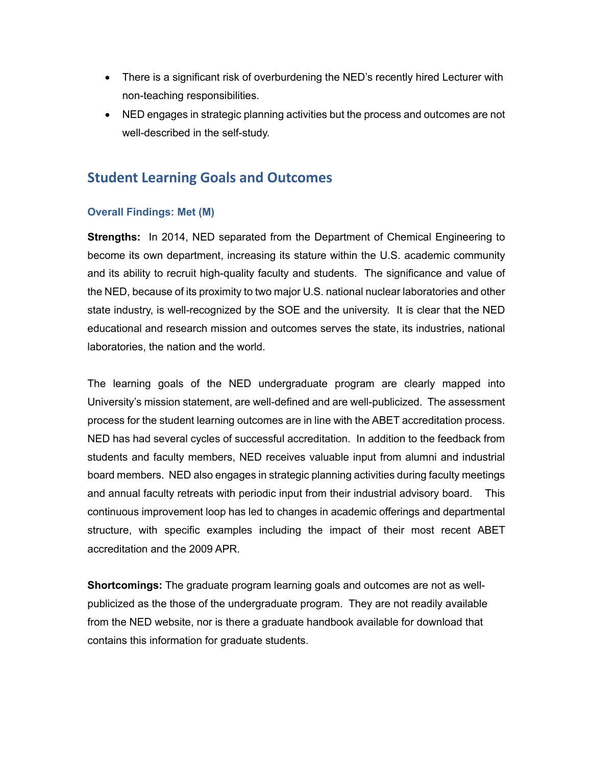- There is a significant risk of overburdening the NED's recently hired Lecturer with non-teaching responsibilities.
- NED engages in strategic planning activities but the process and outcomes are not well-described in the self-study.

## Student Learning Goals and Outcomes

### Overall Findings: Met (M)

**Strengths:** In 2014, NED separated from the Department of Chemical Engineering to become its own department, increasing its stature within the U.S. academic community and its ability to recruit high-quality faculty and students. The significance and value of the NED, because of its proximity to two major U.S. national nuclear laboratories and other state industry, is well-recognized by the SOE and the university. It is clear that the NED educational and research mission and outcomes serves the state, its industries, national laboratories, the nation and the world.

The learning goals of the NED undergraduate program are clearly mapped into University's mission statement, are well-defined and are well-publicized. The assessment process for the student learning outcomes are in line with the ABET accreditation process. NED has had several cycles of successful accreditation. In addition to the feedback from students and faculty members, NED receives valuable input from alumni and industrial board members. NED also engages in strategic planning activities during faculty meetings and annual faculty retreats with periodic input from their industrial advisory board. This continuous improvement loop has led to changes in academic offerings and departmental structure, with specific examples including the impact of their most recent ABET accreditation and the 2009 APR.

**Shortcomings:** The graduate program learning goals and outcomes are not as well-publicized as the those of the undergraduate program. They are not readily available from the NED website, nor is there a graduate handbook available for download that contains this information for graduate students.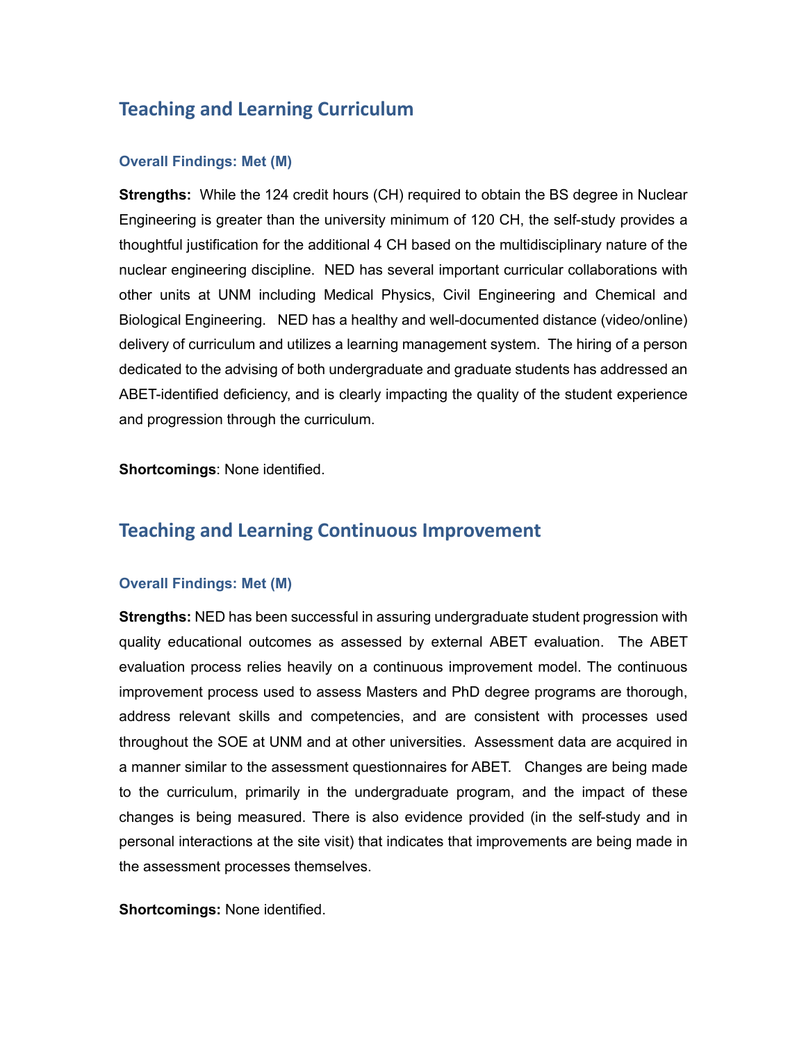## Teaching and Learning Curriculum

### Overall Findings: Met (M)

**Strengths:** While the 124 credit hours (CH) required to obtain the BS degree in Nuclear Engineering is greater than the university minimum of 120 CH, the self-study provides a thoughtful justification for the additional 4 CH based on the multidisciplinary nature of the nuclear engineering discipline. NED has several important curricular collaborations with other units at UNM including Medical Physics, Civil Engineering and Chemical and Biological Engineering. NED has a healthy and well-documented distance (video/online) delivery of curriculum and utilizes a learning management system. The hiring of a person dedicated to the advising of both undergraduate and graduate students has addressed an ABET-identified deficiency, and is clearly impacting the quality of the student experience and progression through the curriculum.

**Shortcomings**: None identified.

## Teaching and Learning Continuous Improvement

### Overall Findings: Met (M)

**Strengths:** NED has been successful in assuring undergraduate student progression with quality educational outcomes as assessed by external ABET evaluation. The ABET evaluation process relies heavily on a continuous improvement model. The continuous improvement process used to assess Masters and PhD degree programs are thorough, address relevant skills and competencies, and are consistent with processes used throughout the SOE at UNM and at other universities. Assessment data are acquired in a manner similar to the assessment questionnaires for ABET. Changes are being made to the curriculum, primarily in the undergraduate program, and the impact of these changes is being measured. There is also evidence provided (in the self-study and in personal interactions at the site visit) that indicates that improvements are being made in the assessment processes themselves.

**Shortcomings:** None identified.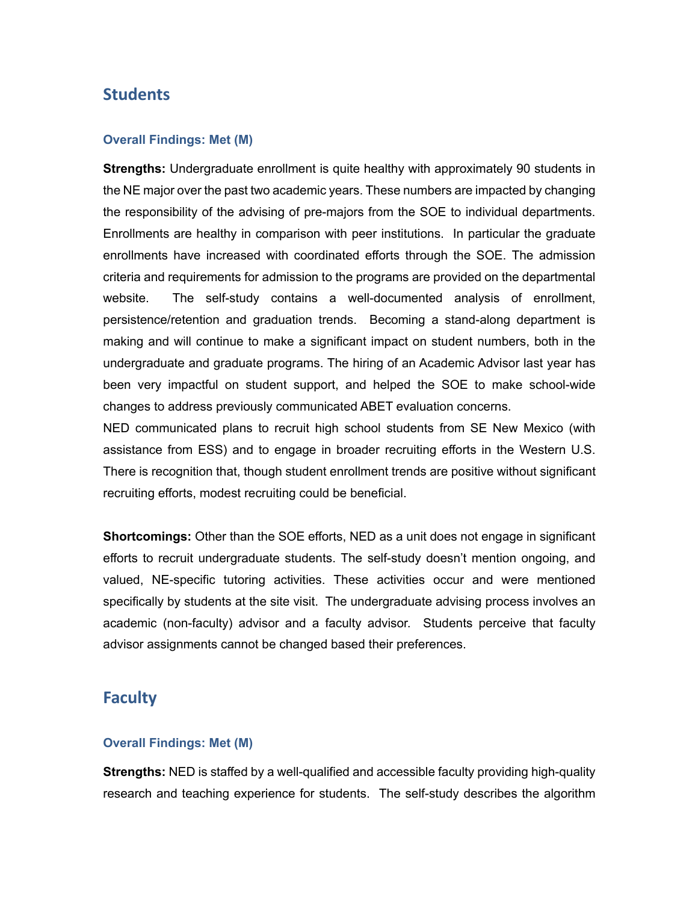## Students

### Overall Findings: Met (M)

**Strengths:** Undergraduate enrollment is quite healthy with approximately 90 students in the NE major over the past two academic years. These numbers are impacted by changing the responsibility of the advising of pre-majors from the SOE to individual departments. Enrollments are healthy in comparison with peer institutions. In particular the graduate enrollments have increased with coordinated efforts through the SOE. The admission criteria and requirements for admission to the programs are provided on the departmental website. The self-study contains a well-documented analysis of enrollment, persistence/retention and graduation trends. Becoming a stand-along department is making and will continue to make a significant impact on student numbers, both in the undergraduate and graduate programs. The hiring of an Academic Advisor last year has been very impactful on student support, and helped the SOE to make school-wide changes to address previously communicated ABET evaluation concerns.
NED communicated plans to recruit high school students from SE New Mexico (with assistance from ESS) and to engage in broader recruiting efforts in the Western U.S. There is recognition that, though student enrollment trends are positive without significant recruiting efforts, modest recruiting could be beneficial.

**Shortcomings:** Other than the SOE efforts, NED as a unit does not engage in significant efforts to recruit undergraduate students. The self-study doesn't mention ongoing, and valued, NE-specific tutoring activities. These activities occur and were mentioned specifically by students at the site visit. The undergraduate advising process involves an academic (non-faculty) advisor and a faculty advisor. Students perceive that faculty advisor assignments cannot be changed based their preferences.

## Faculty

### Overall Findings: Met (M)

**Strengths:** NED is staffed by a well-qualified and accessible faculty providing high-quality research and teaching experience for students. The self-study describes the algorithm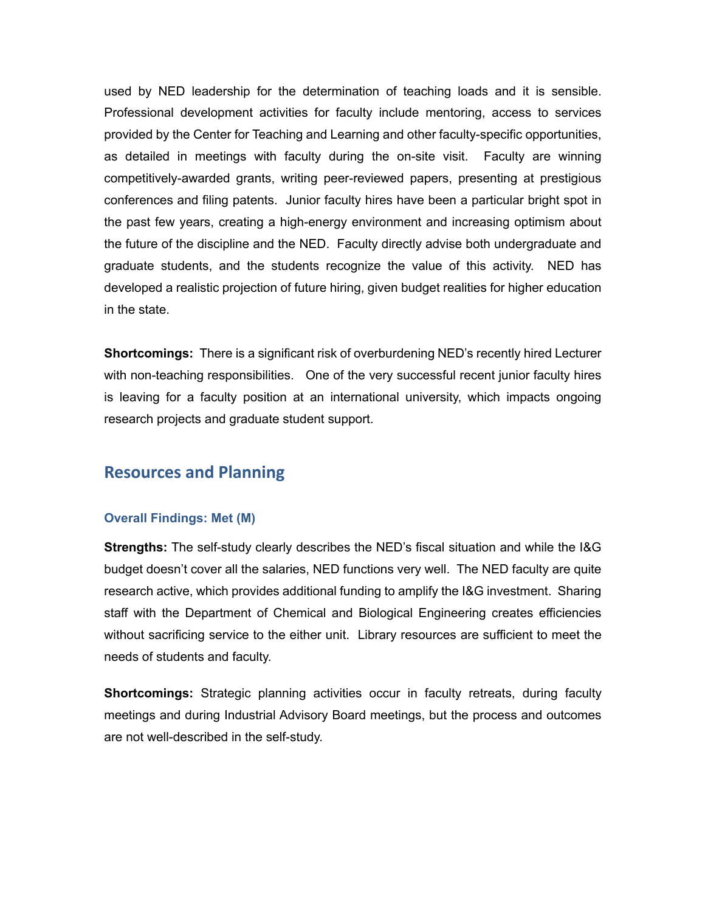used by NED leadership for the determination of teaching loads and it is sensible. Professional development activities for faculty include mentoring, access to services provided by the Center for Teaching and Learning and other faculty-specific opportunities, as detailed in meetings with faculty during the on-site visit. Faculty are winning competitively-awarded grants, writing peer-reviewed papers, presenting at prestigious conferences and filing patents. Junior faculty hires have been a particular bright spot in the past few years, creating a high-energy environment and increasing optimism about the future of the discipline and the NED. Faculty directly advise both undergraduate and graduate students, and the students recognize the value of this activity. NED has developed a realistic projection of future hiring, given budget realities for higher education in the state.

**Shortcomings:** There is a significant risk of overburdening NED's recently hired Lecturer with non-teaching responsibilities. One of the very successful recent junior faculty hires is leaving for a faculty position at an international university, which impacts ongoing research projects and graduate student support.

## Resources and Planning

### Overall Findings: Met (M)

**Strengths:** The self-study clearly describes the NED's fiscal situation and while the I&G budget doesn't cover all the salaries, NED functions very well. The NED faculty are quite research active, which provides additional funding to amplify the I&G investment. Sharing staff with the Department of Chemical and Biological Engineering creates efficiencies without sacrificing service to the either unit. Library resources are sufficient to meet the needs of students and faculty.

**Shortcomings:** Strategic planning activities occur in faculty retreats, during faculty meetings and during Industrial Advisory Board meetings, but the process and outcomes are not well-described in the self-study.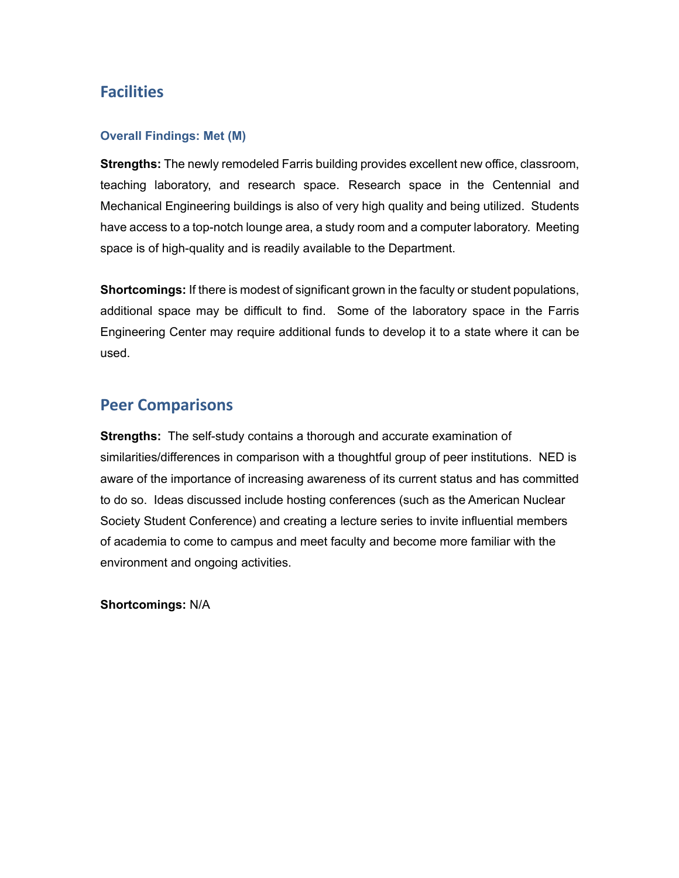## Facilities

### Overall Findings: Met (M)

**Strengths:** The newly remodeled Farris building provides excellent new office, classroom, teaching laboratory, and research space. Research space in the Centennial and Mechanical Engineering buildings is also of very high quality and being utilized. Students have access to a top-notch lounge area, a study room and a computer laboratory. Meeting space is of high-quality and is readily available to the Department.

**Shortcomings:** If there is modest of significant grown in the faculty or student populations, additional space may be difficult to find. Some of the laboratory space in the Farris Engineering Center may require additional funds to develop it to a state where it can be used.

## Peer Comparisons

**Strengths:** The self-study contains a thorough and accurate examination of similarities/differences in comparison with a thoughtful group of peer institutions. NED is aware of the importance of increasing awareness of its current status and has committed to do so. Ideas discussed include hosting conferences (such as the American Nuclear Society Student Conference) and creating a lecture series to invite influential members of academia to come to campus and meet faculty and become more familiar with the environment and ongoing activities.

**Shortcomings:** N/A